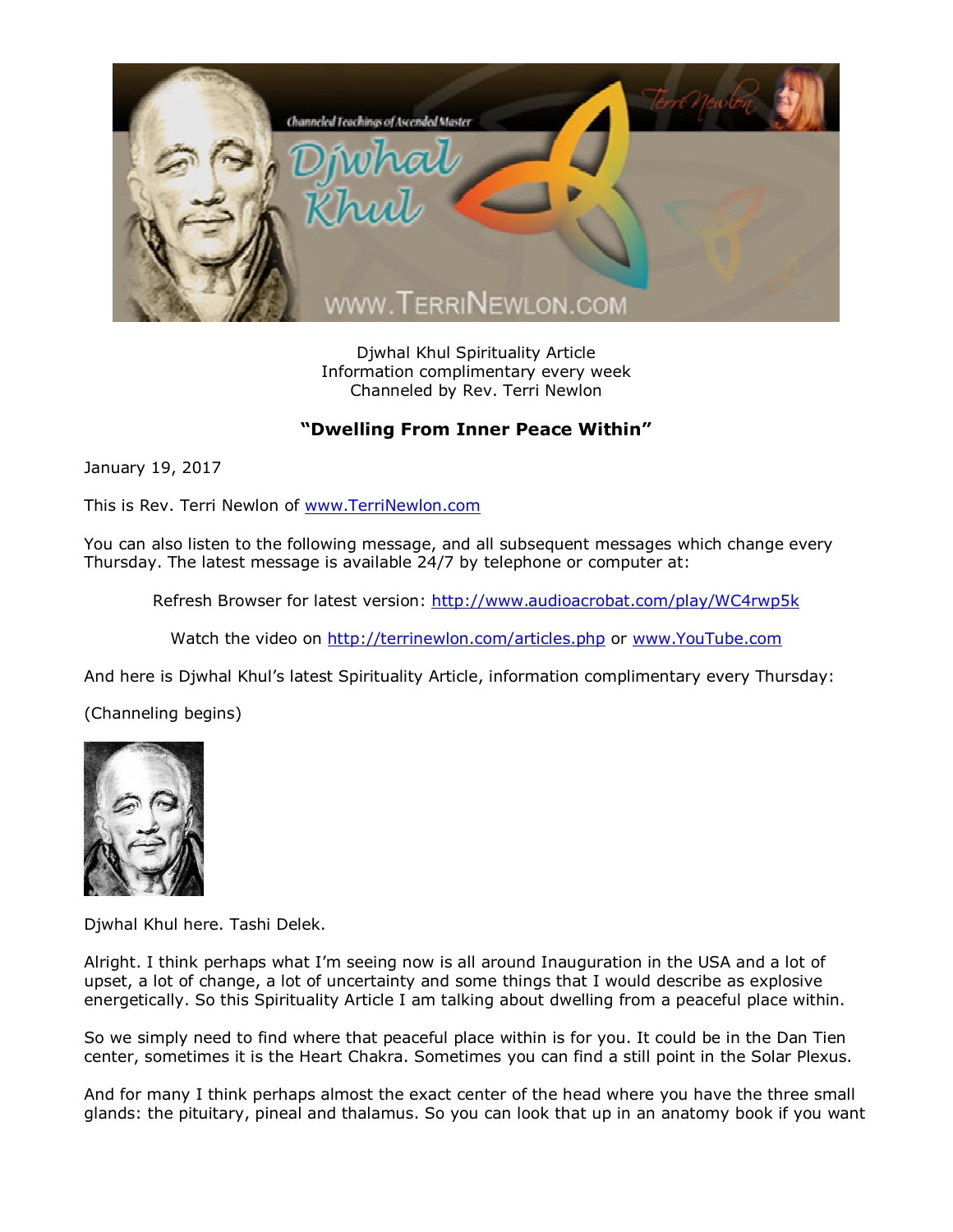Djwhal Khul Spirituality Article
Information complimentary every week
Channeled by Rev. Terri Newlon

## "Dwelling From Inner Peace Within"

January 19, 2017

This is Rev. Terri Newlon of [www.TerriNewlon.com](http://www.TerriNewlon.com)

You can also listen to the following message, and all subsequent messages which change every Thursday. The latest message is available 24/7 by telephone or computer at:

Refresh Browser for latest version: [http://www.audioacrobat.com/play/WC4rwp5k](http://www.audioacrobat.com/play/WC4rwp5k)

Watch the video on [http://terrinewlon.com/articles.php](http://terrinewlon.com/articles.php) or [www.YouTube.com](http://www.YouTube.com)

And here is Djwhal Khul's latest Spirituality Article, information complimentary every Thursday:

(Channeling begins)

Djwhal Khul here. Tashi Delek.

Alright. I think perhaps what I'm seeing now is all around Inauguration in the USA and a lot of upset, a lot of change, a lot of uncertainty and some things that I would describe as explosive energetically. So this Spirituality Article I am talking about dwelling from a peaceful place within.

So we simply need to find where that peaceful place within is for you. It could be in the Dan Tien center, sometimes it is the Heart Chakra. Sometimes you can find a still point in the Solar Plexus.

And for many I think perhaps almost the exact center of the head where you have the three small glands: the pituitary, pineal and thalamus. So you can look that up in an anatomy book if you want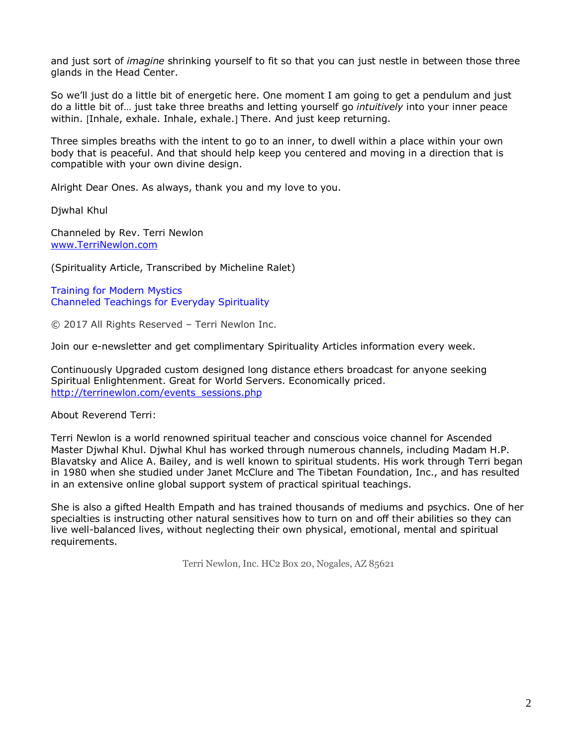and just sort of *imagine* shrinking yourself to fit so that you can just nestle in between those three glands in the Head Center.

So we'll just do a little bit of energetic here. One moment I am going to get a pendulum and just do a little bit of… just take three breaths and letting yourself go *intuitively* into your inner peace within. [Inhale, exhale. Inhale, exhale.] There. And just keep returning.

Three simples breaths with the intent to go to an inner, to dwell within a place within your own body that is peaceful. And that should help keep you centered and moving in a direction that is compatible with your own divine design.

Alright Dear Ones. As always, thank you and my love to you.

Djwhal Khul

Channeled by Rev. Terri Newlon
www.TerriNewlon.com

(Spirituality Article, Transcribed by Micheline Ralet)

Training for Modern Mystics
Channeled Teachings for Everyday Spirituality

© 2017 All Rights Reserved – Terri Newlon Inc.

Join our e-newsletter and get complimentary Spirituality Articles information every week.

Continuously Upgraded custom designed long distance ethers broadcast for anyone seeking Spiritual Enlightenment. Great for World Servers. Economically priced.
http://terrinewlon.com/events_sessions.php

About Reverend Terri:

Terri Newlon is a world renowned spiritual teacher and conscious voice channel for Ascended Master Djwhal Khul. Djwhal Khul has worked through numerous channels, including Madam H.P. Blavatsky and Alice A. Bailey, and is well known to spiritual students. His work through Terri began in 1980 when she studied under Janet McClure and The Tibetan Foundation, Inc., and has resulted in an extensive online global support system of practical spiritual teachings.

She is also a gifted Health Empath and has trained thousands of mediums and psychics. One of her specialties is instructing other natural sensitives how to turn on and off their abilities so they can live well-balanced lives, without neglecting their own physical, emotional, mental and spiritual requirements.

Terri Newlon, Inc. HC2 Box 20, Nogales, AZ 85621